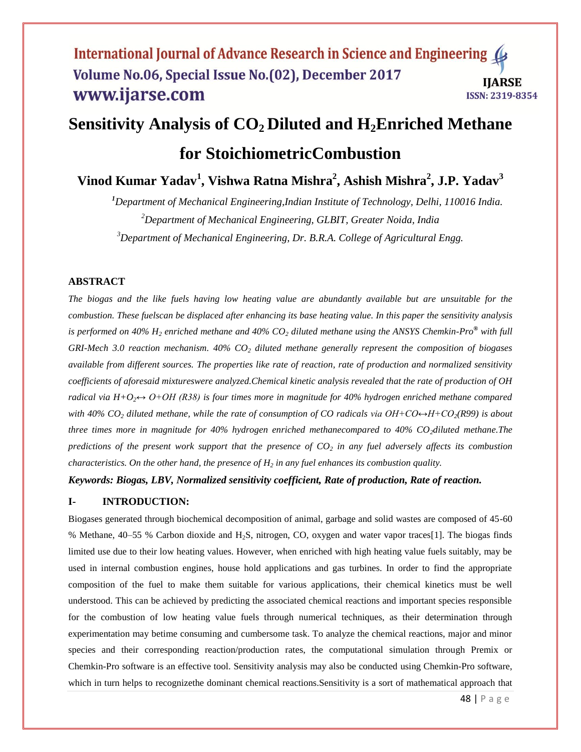# Sensitivity Analysis of $CO_2$ Diluted and $H_2$Enriched Methane for StoichiometricCombustion

**Vinod Kumar Yadav[1], Vishwa Ratna Mishra[2], Ashish Mishra[2], J.P. Yadav[3]**

*[1]Department of Mechanical Engineering,Indian Institute of Technology, Delhi, 110016 India.*

*[2]Department of Mechanical Engineering, GLBIT, Greater Noida, India*

*[3]Department of Mechanical Engineering, Dr. B.R.A. College of Agricultural Engg.*

## ABSTRACT

*The biogas and the like fuels having low heating value are abundantly available but are unsuitable for the combustion. These fuelscan be displaced after enhancing its base heating value. In this paper the sensitivity analysis is performed on 40% $H_2$ enriched methane and 40% $CO_2$ diluted methane using the ANSYS Chemkin-Pro® with full GRI-Mech 3.0 reaction mechanism. 40% $CO_2$ diluted methane generally represent the composition of biogases available from different sources. The properties like rate of reaction, rate of production and normalized sensitivity coefficients of aforesaid mixtureswere analyzed.Chemical kinetic analysis revealed that the rate of production of OH radical via $H+O_2 \leftrightarrow O+OH$ (R38) is four times more in magnitude for 40% hydrogen enriched methane compared with 40% $CO_2$ diluted methane, while the rate of consumption of CO radicals via $OH+CO \leftrightarrow H+CO_2$(R99) is about three times more in magnitude for 40% hydrogen enriched methanecompared to 40% $CO_2$diluted methane.The predictions of the present work support that the presence of $CO_2$ in any fuel adversely affects its combustion characteristics. On the other hand, the presence of $H_2$ in any fuel enhances its combustion quality.*

***Keywords: Biogas, LBV, Normalized sensitivity coefficient, Rate of production, Rate of reaction.***

## I- INTRODUCTION:

Biogases generated through biochemical decomposition of animal, garbage and solid wastes are composed of 45-60 % Methane, 40–55 % Carbon dioxide and $H_2S$, nitrogen, CO, oxygen and water vapor traces[1]. The biogas finds limited use due to their low heating values. However, when enriched with high heating value fuels suitably, may be used in internal combustion engines, house hold applications and gas turbines. In order to find the appropriate composition of the fuel to make them suitable for various applications, their chemical kinetics must be well understood. This can be achieved by predicting the associated chemical reactions and important species responsible for the combustion of low heating value fuels through numerical techniques, as their determination through experimentation may betime consuming and cumbersome task. To analyze the chemical reactions, major and minor species and their corresponding reaction/production rates, the computational simulation through Premix or Chemkin-Pro software is an effective tool. Sensitivity analysis may also be conducted using Chemkin-Pro software, which in turn helps to recognizethe dominant chemical reactions.Sensitivity is a sort of mathematical approach that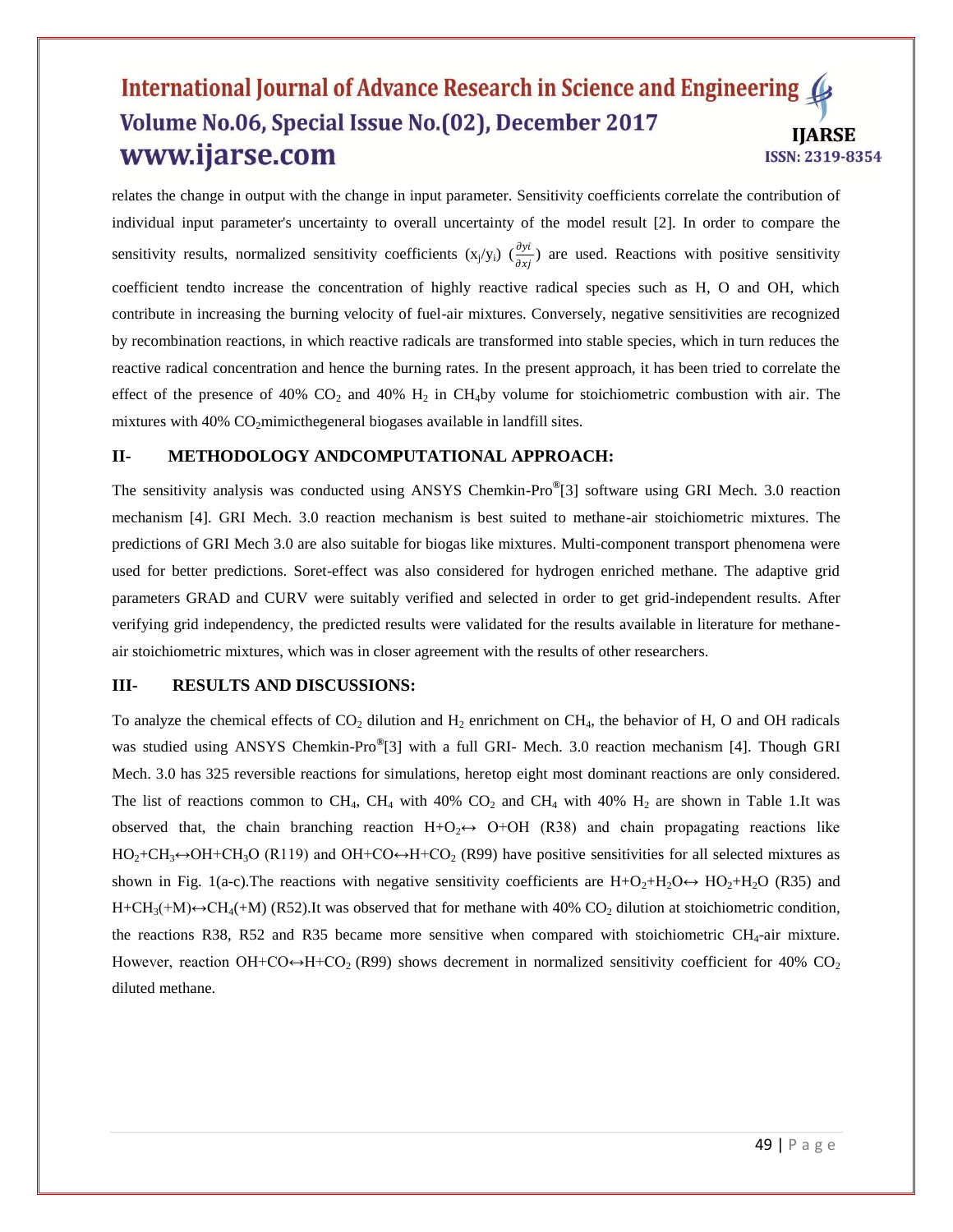relates the change in output with the change in input parameter. Sensitivity coefficients correlate the contribution of individual input parameter's uncertainty to overall uncertainty of the model result [2]. In order to compare the sensitivity results, normalized sensitivity coefficients $(x_j/y_i)$ $(\frac{\partial yi}{\partial xj})$ are used. Reactions with positive sensitivity coefficient tendto increase the concentration of highly reactive radical species such as H, O and OH, which contribute in increasing the burning velocity of fuel-air mixtures. Conversely, negative sensitivities are recognized by recombination reactions, in which reactive radicals are transformed into stable species, which in turn reduces the reactive radical concentration and hence the burning rates. In the present approach, it has been tried to correlate the effect of the presence of 40% $CO_2$ and 40% $H_2$ in $CH_4$by volume for stoichiometric combustion with air. The mixtures with 40% $CO_2$mimicthegeneral biogases available in landfill sites.

## II- METHODOLOGY ANDCOMPUTATIONAL APPROACH:

The sensitivity analysis was conducted using ANSYS Chemkin-Pro®[3] software using GRI Mech. 3.0 reaction mechanism [4]. GRI Mech. 3.0 reaction mechanism is best suited to methane-air stoichiometric mixtures. The predictions of GRI Mech 3.0 are also suitable for biogas like mixtures. Multi-component transport phenomena were used for better predictions. Soret-effect was also considered for hydrogen enriched methane. The adaptive grid parameters GRAD and CURV were suitably verified and selected in order to get grid-independent results. After verifying grid independency, the predicted results were validated for the results available in literature for methane-air stoichiometric mixtures, which was in closer agreement with the results of other researchers.

## III- RESULTS AND DISCUSSIONS:

To analyze the chemical effects of $CO_2$ dilution and $H_2$ enrichment on $CH_4$, the behavior of H, O and OH radicals was studied using ANSYS Chemkin-Pro®[3] with a full GRI- Mech. 3.0 reaction mechanism [4]. Though GRI Mech. 3.0 has 325 reversible reactions for simulations, heretop eight most dominant reactions are only considered. The list of reactions common to $CH_4$, $CH_4$ with 40% $CO_2$ and $CH_4$ with 40% $H_2$ are shown in Table 1.It was observed that, the chain branching reaction $H+O_2 \leftrightarrow O+OH$ (R38) and chain propagating reactions like $HO_2+CH_3 \leftrightarrow OH+CH_3O$ (R119) and $OH+CO \leftrightarrow H+CO_2$ (R99) have positive sensitivities for all selected mixtures as shown in Fig. 1(a-c).The reactions with negative sensitivity coefficients are $H+O_2+H_2O \leftrightarrow HO_2+H_2O$ (R35) and $H+CH_3(+M) \leftrightarrow CH_4(+M)$ (R52).It was observed that for methane with 40% $CO_2$ dilution at stoichiometric condition, the reactions R38, R52 and R35 became more sensitive when compared with stoichiometric $CH_4$-air mixture. However, reaction $OH+CO \leftrightarrow H+CO_2$ (R99) shows decrement in normalized sensitivity coefficient for 40% $CO_2$ diluted methane.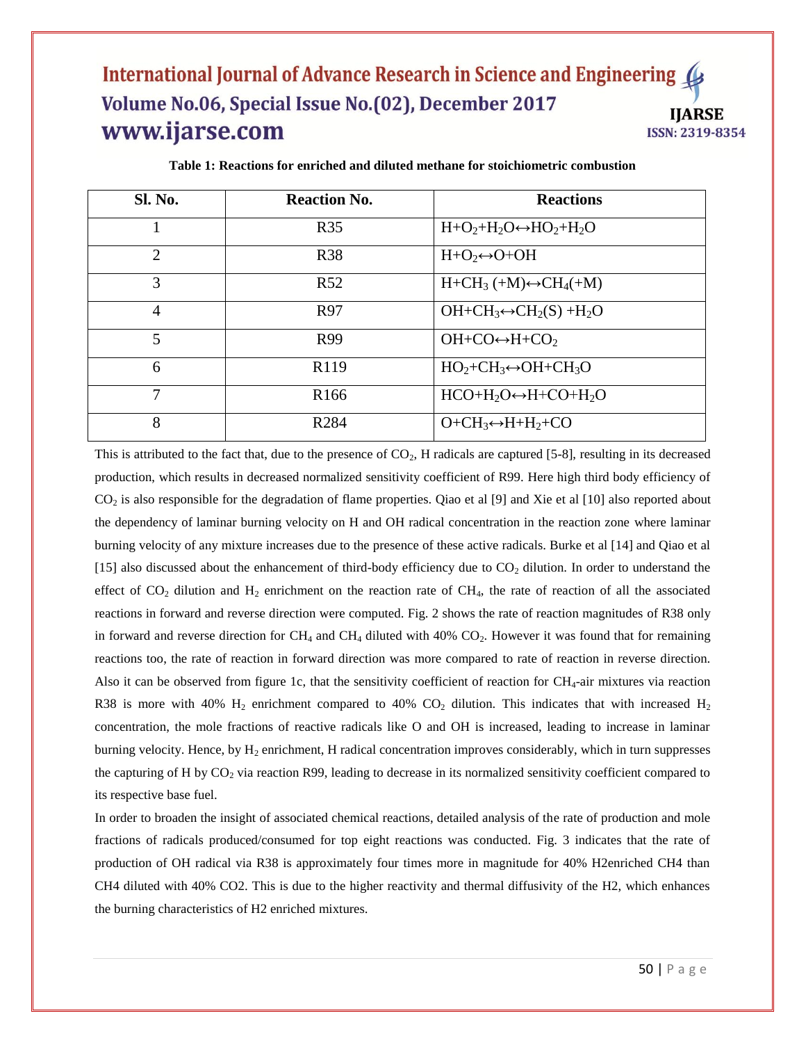**Table 1: Reactions for enriched and diluted methane for stoichiometric combustion**

| Sl. No. | Reaction No. | Reactions |
|---|---|---|
| 1 | R35 | $H+O_2+H_2O \leftrightarrow HO_2+H_2O$ |
| 2 | R38 | $H+O_2 \leftrightarrow O+OH$ |
| 3 | R52 | $H+CH_3\ (+M) \leftrightarrow CH_4(+M)$ |
| 4 | R97 | $OH+CH_3 \leftrightarrow CH_2(S)+H_2O$ |
| 5 | R99 | $OH+CO \leftrightarrow H+CO_2$ |
| 6 | R119 | $HO_2+CH_3 \leftrightarrow OH+CH_3O$ |
| 7 | R166 | $HCO+H_2O \leftrightarrow H+CO+H_2O$ |
| 8 | R284 | $O+CH_3 \leftrightarrow H+H_2+CO$ |

This is attributed to the fact that, due to the presence of $CO_2$, H radicals are captured [5-8], resulting in its decreased production, which results in decreased normalized sensitivity coefficient of R99. Here high third body efficiency of $CO_2$ is also responsible for the degradation of flame properties. Qiao et al [9] and Xie et al [10] also reported about the dependency of laminar burning velocity on H and OH radical concentration in the reaction zone where laminar burning velocity of any mixture increases due to the presence of these active radicals. Burke et al [14] and Qiao et al [15] also discussed about the enhancement of third-body efficiency due to $CO_2$ dilution. In order to understand the effect of $CO_2$ dilution and $H_2$ enrichment on the reaction rate of $CH_4$, the rate of reaction of all the associated reactions in forward and reverse direction were computed. Fig. 2 shows the rate of reaction magnitudes of R38 only in forward and reverse direction for $CH_4$ and $CH_4$ diluted with 40% $CO_2$. However it was found that for remaining reactions too, the rate of reaction in forward direction was more compared to rate of reaction in reverse direction. Also it can be observed from figure 1c, that the sensitivity coefficient of reaction for $CH_4$-air mixtures via reaction R38 is more with 40% $H_2$ enrichment compared to 40% $CO_2$ dilution. This indicates that with increased $H_2$ concentration, the mole fractions of reactive radicals like O and OH is increased, leading to increase in laminar burning velocity. Hence, by $H_2$ enrichment, H radical concentration improves considerably, which in turn suppresses the capturing of H by $CO_2$ via reaction R99, leading to decrease in its normalized sensitivity coefficient compared to its respective base fuel.

In order to broaden the insight of associated chemical reactions, detailed analysis of the rate of production and mole fractions of radicals produced/consumed for top eight reactions was conducted. Fig. 3 indicates that the rate of production of OH radical via R38 is approximately four times more in magnitude for 40% H2enriched CH4 than CH4 diluted with 40% CO2. This is due to the higher reactivity and thermal diffusivity of the H2, which enhances the burning characteristics of H2 enriched mixtures.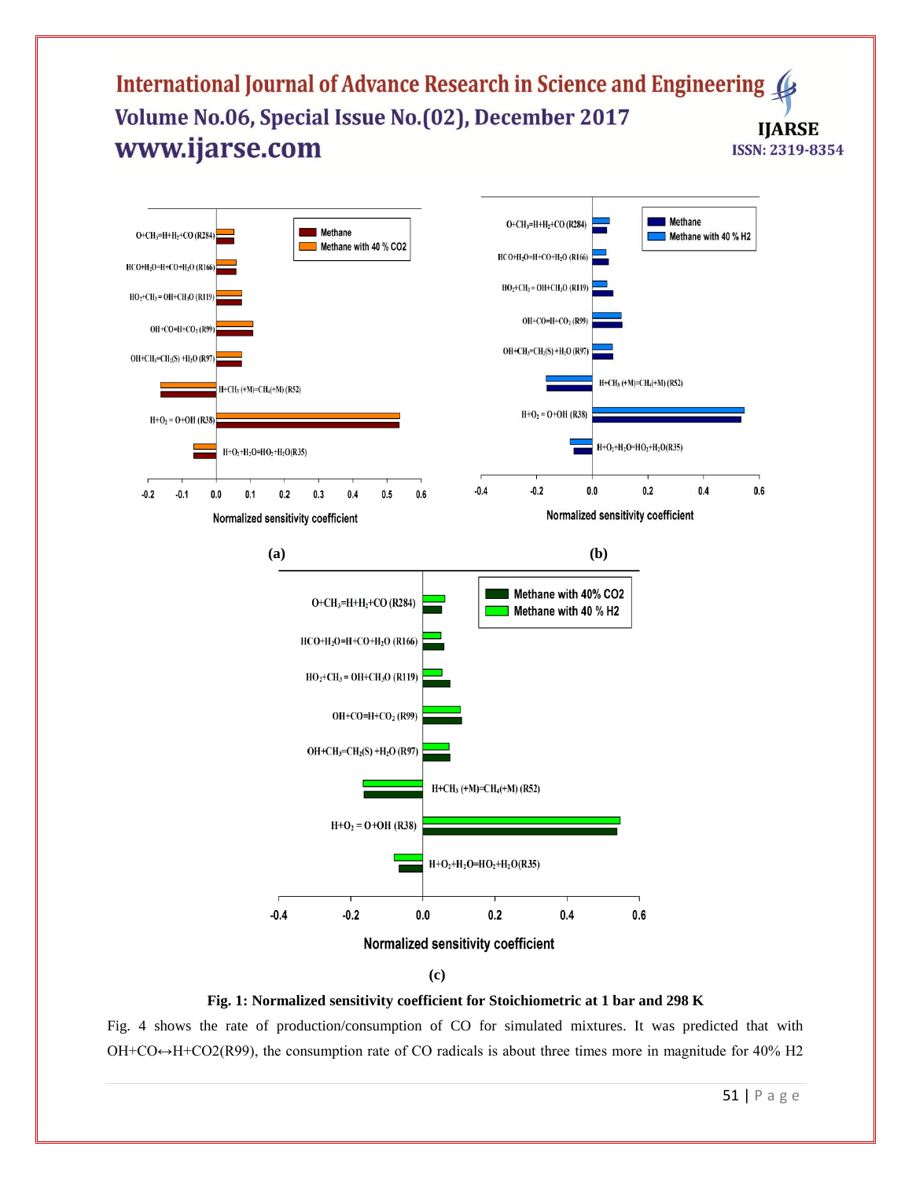**(a)**

**(b)**

**(c)**

**Fig. 1: Normalized sensitivity coefficient for Stoichiometric at 1 bar and 298 K**

Fig. 4 shows the rate of production/consumption of CO for simulated mixtures. It was predicted that with $OH+CO \leftrightarrow H+CO_2$(R99), the consumption rate of CO radicals is about three times more in magnitude for 40% $H_2$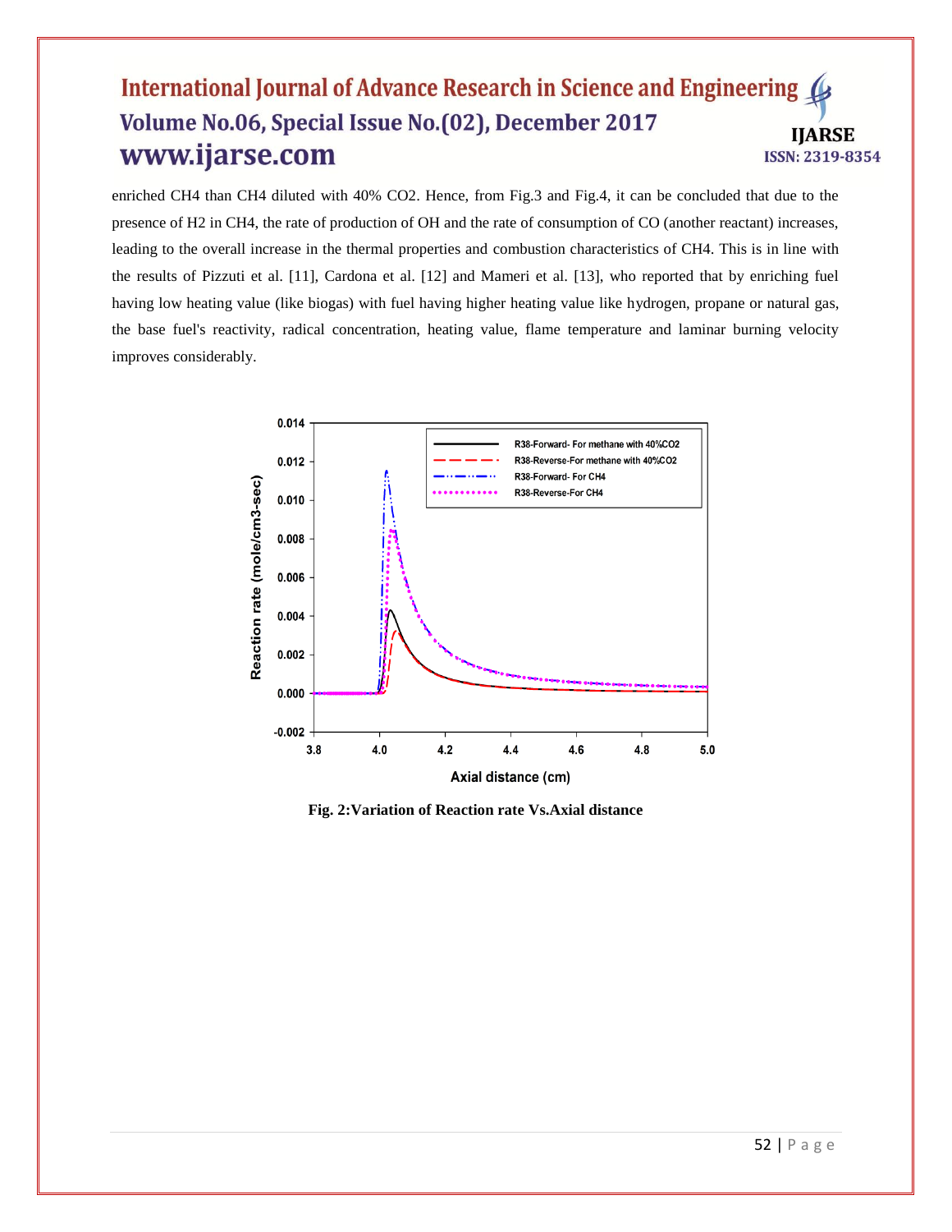enriched $CH_4$ than $CH_4$ diluted with 40% $CO_2$. Hence, from Fig.3 and Fig.4, it can be concluded that due to the presence of $H_2$ in $CH_4$, the rate of production of OH and the rate of consumption of CO (another reactant) increases, leading to the overall increase in the thermal properties and combustion characteristics of $CH_4$. This is in line with the results of Pizzuti et al. [11], Cardona et al. [12] and Mameri et al. [13], who reported that by enriching fuel having low heating value (like biogas) with fuel having higher heating value like hydrogen, propane or natural gas, the base fuel's reactivity, radical concentration, heating value, flame temperature and laminar burning velocity improves considerably.

**Fig. 2:Variation of Reaction rate Vs.Axial distance**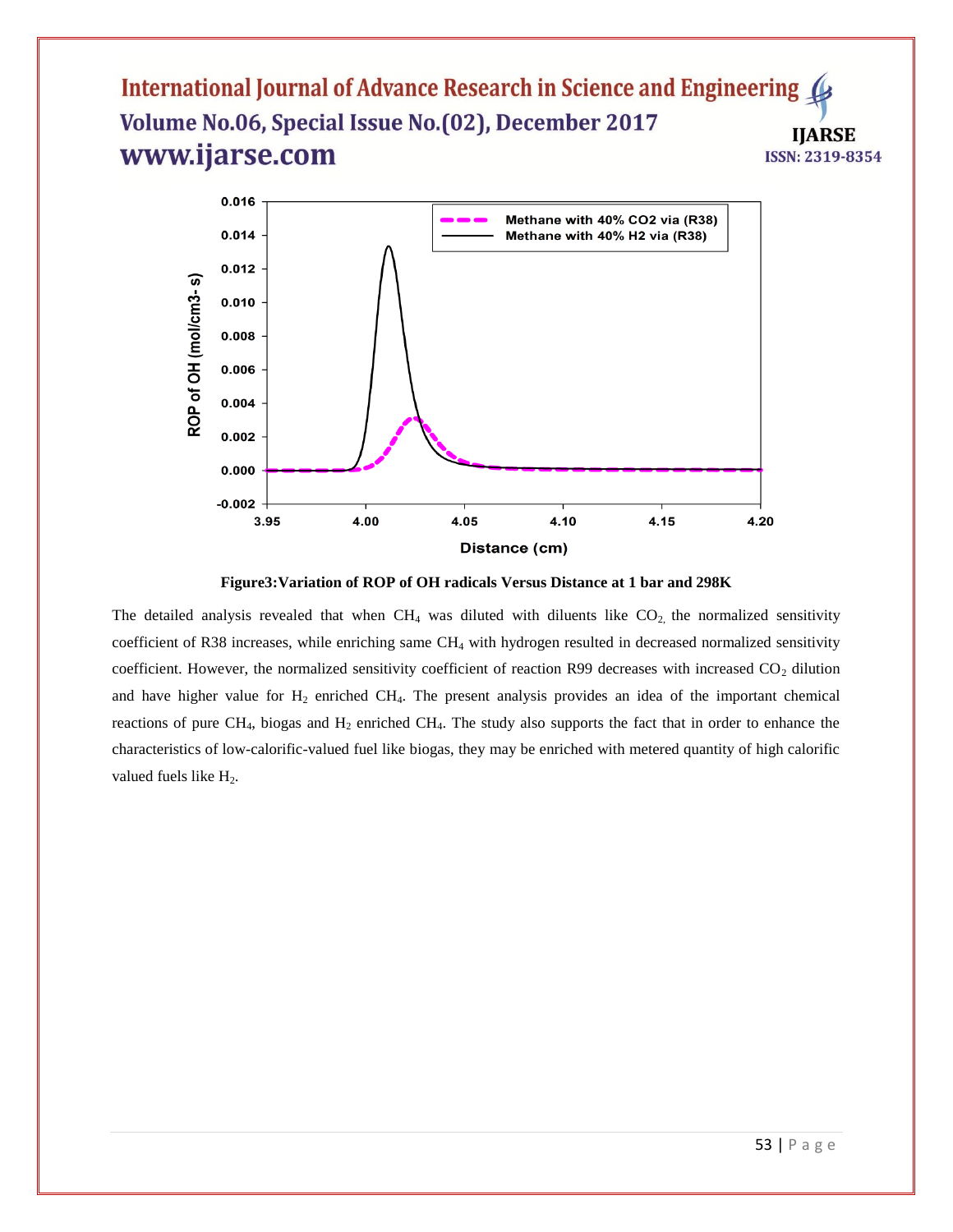**Figure3:Variation of ROP of OH radicals Versus Distance at 1 bar and 298K**

The detailed analysis revealed that when $CH_4$ was diluted with diluents like $CO_2$, the normalized sensitivity coefficient of R38 increases, while enriching same $CH_4$ with hydrogen resulted in decreased normalized sensitivity coefficient. However, the normalized sensitivity coefficient of reaction R99 decreases with increased $CO_2$ dilution and have higher value for $H_2$ enriched $CH_4$. The present analysis provides an idea of the important chemical reactions of pure $CH_4$, biogas and $H_2$ enriched $CH_4$. The study also supports the fact that in order to enhance the characteristics of low-calorific-valued fuel like biogas, they may be enriched with metered quantity of high calorific valued fuels like $H_2$.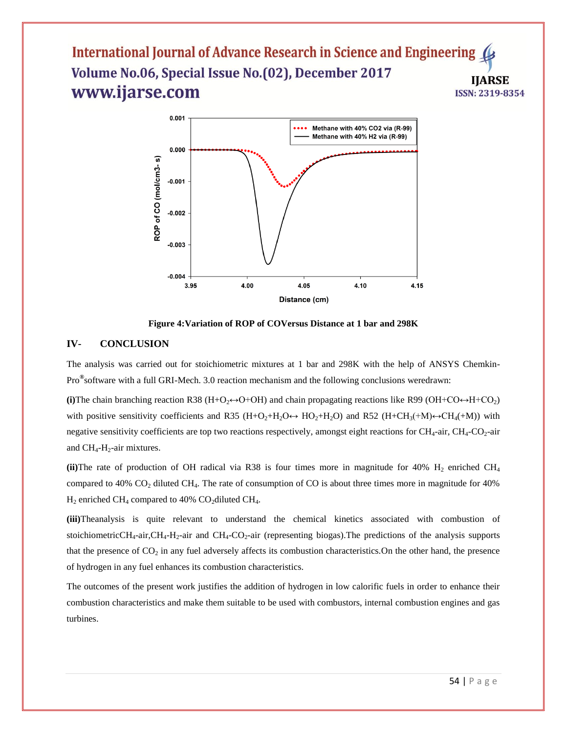Figure 4:Variation of ROP of COVersus Distance at 1 bar and 298K

## IV- CONCLUSION

The analysis was carried out for stoichiometric mixtures at 1 bar and 298K with the help of ANSYS Chemkin-Pro®software with a full GRI-Mech. 3.0 reaction mechanism and the following conclusions weredrawn:

**(i)**The chain branching reaction R38 ($H+O_2 \leftrightarrow O+OH$) and chain propagating reactions like R99 ($OH+CO \leftrightarrow H+CO_2$) with positive sensitivity coefficients and R35 ($H+O_2+H_2O \leftrightarrow HO_2+H_2O$) and R52 ($H+CH_3(+M) \leftrightarrow CH_4(+M)$) with negative sensitivity coefficients are top two reactions respectively, amongst eight reactions for $CH_4$-air, $CH_4$-$CO_2$-air and $CH_4$-$H_2$-air mixtures.

**(ii)**The rate of production of OH radical via R38 is four times more in magnitude for 40% $H_2$ enriched $CH_4$ compared to 40% $CO_2$ diluted $CH_4$. The rate of consumption of CO is about three times more in magnitude for 40% $H_2$ enriched $CH_4$ compared to 40% $CO_2$diluted $CH_4$.

**(iii)**Theanalysis is quite relevant to understand the chemical kinetics associated with combustion of stoichiometric$CH_4$-air,$CH_4$-$H_2$-air and $CH_4$-$CO_2$-air (representing biogas).The predictions of the analysis supports that the presence of $CO_2$ in any fuel adversely affects its combustion characteristics.On the other hand, the presence of hydrogen in any fuel enhances its combustion characteristics.

The outcomes of the present work justifies the addition of hydrogen in low calorific fuels in order to enhance their combustion characteristics and make them suitable to be used with combustors, internal combustion engines and gas turbines.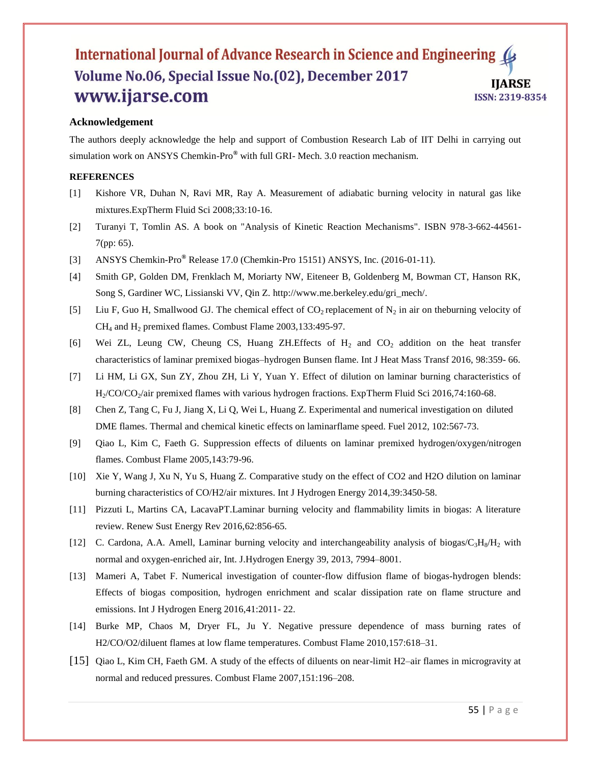## Acknowledgement

The authors deeply acknowledge the help and support of Combustion Research Lab of IIT Delhi in carrying out simulation work on ANSYS Chemkin-Pro® with full GRI- Mech. 3.0 reaction mechanism.

## REFERENCES

[1] Kishore VR, Duhan N, Ravi MR, Ray A. Measurement of adiabatic burning velocity in natural gas like mixtures.ExpTherm Fluid Sci 2008;33:10-16.

[2] Turanyi T, Tomlin AS. A book on "Analysis of Kinetic Reaction Mechanisms". ISBN 978-3-662-44561-7(pp: 65).

[3] ANSYS Chemkin-Pro® Release 17.0 (Chemkin-Pro 15151) ANSYS, Inc. (2016-01-11).

[4] Smith GP, Golden DM, Frenklach M, Moriarty NW, Eiteneer B, Goldenberg M, Bowman CT, Hanson RK, Song S, Gardiner WC, Lissianski VV, Qin Z. http://www.me.berkeley.edu/gri_mech/.

[5] Liu F, Guo H, Smallwood GJ. The chemical effect of $CO_2$ replacement of $N_2$ in air on theburning velocity of $CH_4$ and $H_2$ premixed flames. Combust Flame 2003,133:495-97.

[6] Wei ZL, Leung CW, Cheung CS, Huang ZH.Effects of $H_2$ and $CO_2$ addition on the heat transfer characteristics of laminar premixed biogas–hydrogen Bunsen flame. Int J Heat Mass Transf 2016, 98:359- 66.

[7] Li HM, Li GX, Sun ZY, Zhou ZH, Li Y, Yuan Y. Effect of dilution on laminar burning characteristics of $H_2$/CO/$CO_2$/air premixed flames with various hydrogen fractions. ExpTherm Fluid Sci 2016,74:160-68.

[8] Chen Z, Tang C, Fu J, Jiang X, Li Q, Wei L, Huang Z. Experimental and numerical investigation on diluted DME flames. Thermal and chemical kinetic effects on laminarflame speed. Fuel 2012, 102:567-73.

[9] Qiao L, Kim C, Faeth G. Suppression effects of diluents on laminar premixed hydrogen/oxygen/nitrogen flames. Combust Flame 2005,143:79-96.

[10] Xie Y, Wang J, Xu N, Yu S, Huang Z. Comparative study on the effect of CO2 and H2O dilution on laminar burning characteristics of CO/H2/air mixtures. Int J Hydrogen Energy 2014,39:3450-58.

[11] Pizzuti L, Martins CA, LacavaPT.Laminar burning velocity and flammability limits in biogas: A literature review. Renew Sust Energy Rev 2016,62:856-65.

[12] C. Cardona, A.A. Amell, Laminar burning velocity and interchangeability analysis of biogas/$C_3H_8$/$H_2$ with normal and oxygen-enriched air, Int. J.Hydrogen Energy 39, 2013, 7994–8001.

[13] Mameri A, Tabet F. Numerical investigation of counter-flow diffusion flame of biogas-hydrogen blends: Effects of biogas composition, hydrogen enrichment and scalar dissipation rate on flame structure and emissions. Int J Hydrogen Energ 2016,41:2011- 22.

[14] Burke MP, Chaos M, Dryer FL, Ju Y. Negative pressure dependence of mass burning rates of H2/CO/O2/diluent flames at low flame temperatures. Combust Flame 2010,157:618–31.

[15] Qiao L, Kim CH, Faeth GM. A study of the effects of diluents on near-limit H2–air flames in microgravity at normal and reduced pressures. Combust Flame 2007,151:196–208.